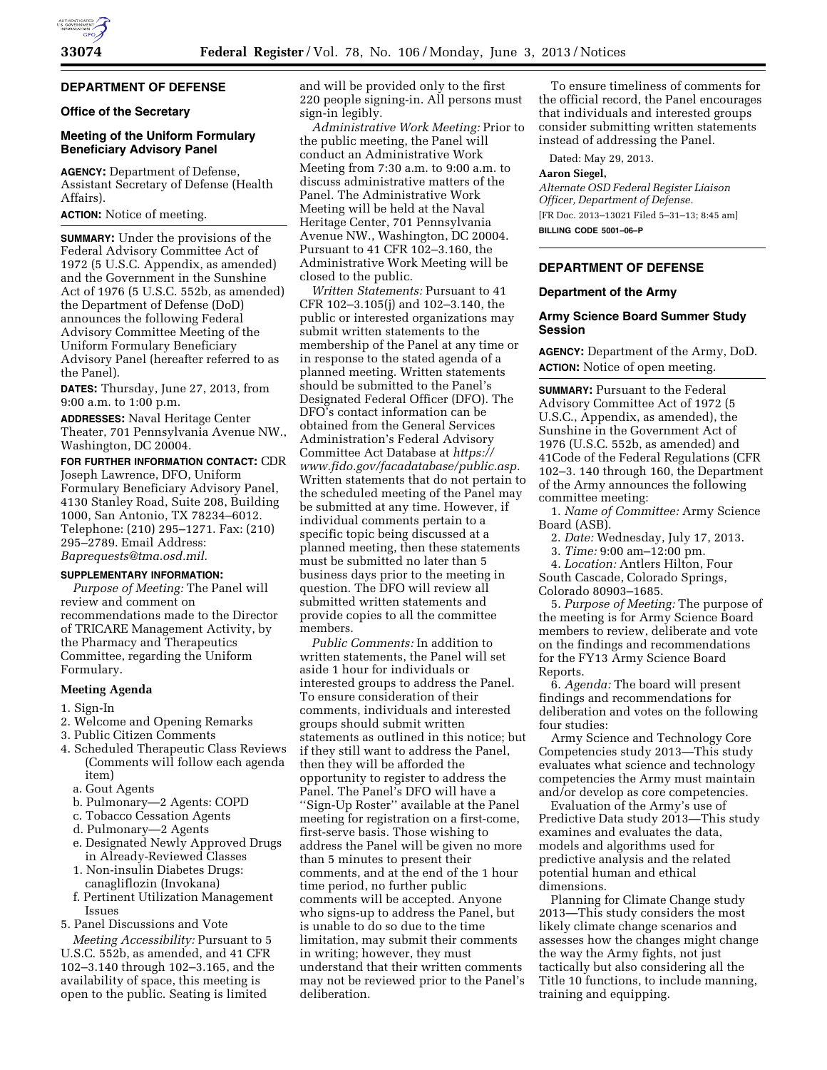## DEPARTMENT OF DEFENSE

### Office of the Secretary

### Meeting of the Uniform Formulary Beneficiary Advisory Panel

**AGENCY:** Department of Defense, Assistant Secretary of Defense (Health Affairs).

**ACTION:** Notice of meeting.

**SUMMARY:** Under the provisions of the Federal Advisory Committee Act of 1972 (5 U.S.C. Appendix, as amended) and the Government in the Sunshine Act of 1976 (5 U.S.C. 552b, as amended) the Department of Defense (DoD) announces the following Federal Advisory Committee Meeting of the Uniform Formulary Beneficiary Advisory Panel (hereafter referred to as the Panel).

**DATES:** Thursday, June 27, 2013, from 9:00 a.m. to 1:00 p.m.

**ADDRESSES:** Naval Heritage Center Theater, 701 Pennsylvania Avenue NW., Washington, DC 20004.

**FOR FURTHER INFORMATION CONTACT:** CDR Joseph Lawrence, DFO, Uniform Formulary Beneficiary Advisory Panel, 4130 Stanley Road, Suite 208, Building 1000, San Antonio, TX 78234–6012. Telephone: (210) 295–1271. Fax: (210) 295–2789. Email Address: *Baprequests@tma.osd.mil.*

**SUPPLEMENTARY INFORMATION:**

*Purpose of Meeting:* The Panel will review and comment on recommendations made to the Director of TRICARE Management Activity, by the Pharmacy and Therapeutics Committee, regarding the Uniform Formulary.

**Meeting Agenda**

1. Sign-In
2. Welcome and Opening Remarks
3. Public Citizen Comments
4. Scheduled Therapeutic Class Reviews (Comments will follow each agenda item)
   a. Gout Agents
   b. Pulmonary—2 Agents: COPD
   c. Tobacco Cessation Agents
   d. Pulmonary—2 Agents
   e. Designated Newly Approved Drugs in Already-Reviewed Classes
   1. Non-insulin Diabetes Drugs: canagliflozin (Invokana)
   f. Pertinent Utilization Management Issues
5. Panel Discussions and Vote

*Meeting Accessibility:* Pursuant to 5 U.S.C. 552b, as amended, and 41 CFR 102–3.140 through 102–3.165, and the availability of space, this meeting is open to the public. Seating is limited and will be provided only to the first 220 people signing-in. All persons must sign-in legibly.

*Administrative Work Meeting:* Prior to the public meeting, the Panel will conduct an Administrative Work Meeting from 7:30 a.m. to 9:00 a.m. to discuss administrative matters of the Panel. The Administrative Work Meeting will be held at the Naval Heritage Center, 701 Pennsylvania Avenue NW., Washington, DC 20004. Pursuant to 41 CFR 102–3.160, the Administrative Work Meeting will be closed to the public.

*Written Statements:* Pursuant to 41 CFR 102–3.105(j) and 102–3.140, the public or interested organizations may submit written statements to the membership of the Panel at any time or in response to the stated agenda of a planned meeting. Written statements should be submitted to the Panel's Designated Federal Officer (DFO). The DFO's contact information can be obtained from the General Services Administration's Federal Advisory Committee Act Database at *https://www.fido.gov/facadatabase/public.asp.* Written statements that do not pertain to the scheduled meeting of the Panel may be submitted at any time. However, if individual comments pertain to a specific topic being discussed at a planned meeting, then these statements must be submitted no later than 5 business days prior to the meeting in question. The DFO will review all submitted written statements and provide copies to all the committee members.

*Public Comments:* In addition to written statements, the Panel will set aside 1 hour for individuals or interested groups to address the Panel. To ensure consideration of their comments, individuals and interested groups should submit written statements as outlined in this notice; but if they still want to address the Panel, then they will be afforded the opportunity to register to address the Panel. The Panel's DFO will have a "Sign-Up Roster" available at the Panel meeting for registration on a first-come, first-serve basis. Those wishing to address the Panel will be given no more than 5 minutes to present their comments, and at the end of the 1 hour time period, no further public comments will be accepted. Anyone who signs-up to address the Panel, but is unable to do so due to the time limitation, may submit their comments in writing; however, they must understand that their written comments may not be reviewed prior to the Panel's deliberation.

To ensure timeliness of comments for the official record, the Panel encourages that individuals and interested groups consider submitting written statements instead of addressing the Panel.

Dated: May 29, 2013.

**Aaron Siegel,**

*Alternate OSD Federal Register Liaison Officer, Department of Defense.*

[FR Doc. 2013–13021 Filed 5–31–13; 8:45 am]

**BILLING CODE 5001–06–P**

## DEPARTMENT OF DEFENSE

### Department of the Army

### Army Science Board Summer Study Session

**AGENCY:** Department of the Army, DoD.

**ACTION:** Notice of open meeting.

**SUMMARY:** Pursuant to the Federal Advisory Committee Act of 1972 (5 U.S.C., Appendix, as amended), the Sunshine in the Government Act of 1976 (U.S.C. 552b, as amended) and 41Code of the Federal Regulations (CFR 102–3. 140 through 160, the Department of the Army announces the following committee meeting:

1. *Name of Committee:* Army Science Board (ASB).
2. *Date:* Wednesday, July 17, 2013.
3. *Time:* 9:00 am–12:00 pm.
4. *Location:* Antlers Hilton, Four South Cascade, Colorado Springs, Colorado 80903–1685.
5. *Purpose of Meeting:* The purpose of the meeting is for Army Science Board members to review, deliberate and vote on the findings and recommendations for the FY13 Army Science Board Reports.
6. *Agenda:* The board will present findings and recommendations for deliberation and votes on the following four studies:

Army Science and Technology Core Competencies study 2013—This study evaluates what science and technology competencies the Army must maintain and/or develop as core competencies.

Evaluation of the Army's use of Predictive Data study 2013—This study examines and evaluates the data, models and algorithms used for predictive analysis and the related potential human and ethical dimensions.

Planning for Climate Change study 2013—This study considers the most likely climate change scenarios and assesses how the changes might change the way the Army fights, not just tactically but also considering all the Title 10 functions, to include manning, training and equipping.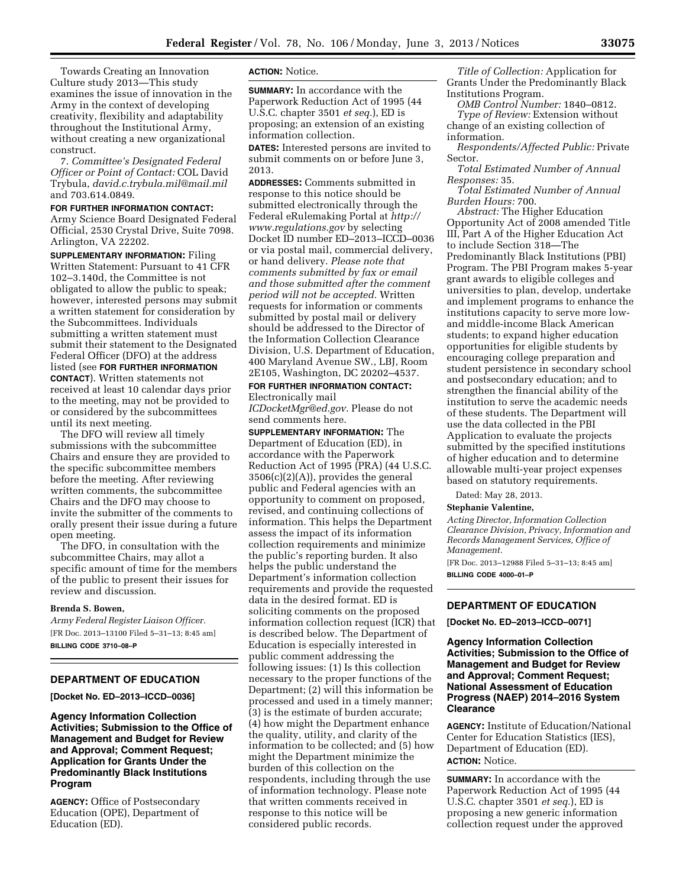Towards Creating an Innovation Culture study 2013—This study examines the issue of innovation in the Army in the context of developing creativity, flexibility and adaptability throughout the Institutional Army, without creating a new organizational construct.

7. *Committee's Designated Federal Officer or Point of Contact:* COL David Trybula, *david.c.trybula.mil@mail.mil* and 703.614.0849.

**FOR FURTHER INFORMATION CONTACT:** Army Science Board Designated Federal Official, 2530 Crystal Drive, Suite 7098. Arlington, VA 22202.

**SUPPLEMENTARY INFORMATION:** Filing Written Statement: Pursuant to 41 CFR 102–3.140d, the Committee is not obligated to allow the public to speak; however, interested persons may submit a written statement for consideration by the Subcommittees. Individuals submitting a written statement must submit their statement to the Designated Federal Officer (DFO) at the address listed (see **FOR FURTHER INFORMATION CONTACT**). Written statements not received at least 10 calendar days prior to the meeting, may not be provided to or considered by the subcommittees until its next meeting.

The DFO will review all timely submissions with the subcommittee Chairs and ensure they are provided to the specific subcommittee members before the meeting. After reviewing written comments, the subcommittee Chairs and the DFO may choose to invite the submitter of the comments to orally present their issue during a future open meeting.

The DFO, in consultation with the subcommittee Chairs, may allot a specific amount of time for the members of the public to present their issues for review and discussion.

**Brenda S. Bowen,**

*Army Federal Register Liaison Officer.*

[FR Doc. 2013–13100 Filed 5–31–13; 8:45 am]

**BILLING CODE 3710–08–P**

## DEPARTMENT OF EDUCATION

**[Docket No. ED–2013–ICCD–0036]**

### Agency Information Collection Activities; Submission to the Office of Management and Budget for Review and Approval; Comment Request; Application for Grants Under the Predominantly Black Institutions Program

**AGENCY:** Office of Postsecondary Education (OPE), Department of Education (ED).

**ACTION:** Notice.

**SUMMARY:** In accordance with the Paperwork Reduction Act of 1995 (44 U.S.C. chapter 3501 *et seq.*), ED is proposing; an extension of an existing information collection.

**DATES:** Interested persons are invited to submit comments on or before June 3, 2013.

**ADDRESSES:** Comments submitted in response to this notice should be submitted electronically through the Federal eRulemaking Portal at *http://www.regulations.gov* by selecting Docket ID number ED–2013–ICCD–0036 or via postal mail, commercial delivery, or hand delivery. *Please note that comments submitted by fax or email and those submitted after the comment period will not be accepted.* Written requests for information or comments submitted by postal mail or delivery should be addressed to the Director of the Information Collection Clearance Division, U.S. Department of Education, 400 Maryland Avenue SW., LBJ, Room 2E105, Washington, DC 20202–4537.

**FOR FURTHER INFORMATION CONTACT:** Electronically mail *ICDocketMgr@ed.gov*. Please do not send comments here.

**SUPPLEMENTARY INFORMATION:** The Department of Education (ED), in accordance with the Paperwork Reduction Act of 1995 (PRA) (44 U.S.C. 3506(c)(2)(A)), provides the general public and Federal agencies with an opportunity to comment on proposed, revised, and continuing collections of information. This helps the Department assess the impact of its information collection requirements and minimize the public's reporting burden. It also helps the public understand the Department's information collection requirements and provide the requested data in the desired format. ED is soliciting comments on the proposed information collection request (ICR) that is described below. The Department of Education is especially interested in public comment addressing the following issues: (1) Is this collection necessary to the proper functions of the Department; (2) will this information be processed and used in a timely manner; (3) is the estimate of burden accurate; (4) how might the Department enhance the quality, utility, and clarity of the information to be collected; and (5) how might the Department minimize the burden of this collection on the respondents, including through the use of information technology. Please note that written comments received in response to this notice will be considered public records.

*Title of Collection:* Application for Grants Under the Predominantly Black Institutions Program.

*OMB Control Number:* 1840–0812.

*Type of Review:* Extension without change of an existing collection of information.

*Respondents/Affected Public:* Private Sector.

*Total Estimated Number of Annual Responses:* 35.

*Total Estimated Number of Annual Burden Hours:* 700.

*Abstract:* The Higher Education Opportunity Act of 2008 amended Title III, Part A of the Higher Education Act to include Section 318—The Predominantly Black Institutions (PBI) Program. The PBI Program makes 5-year grant awards to eligible colleges and universities to plan, develop, undertake and implement programs to enhance the institutions capacity to serve more low- and middle-income Black American students; to expand higher education opportunities for eligible students by encouraging college preparation and student persistence in secondary school and postsecondary education; and to strengthen the financial ability of the institution to serve the academic needs of these students. The Department will use the data collected in the PBI Application to evaluate the projects submitted by the specified institutions of higher education and to determine allowable multi-year project expenses based on statutory requirements.

Dated: May 28, 2013.

**Stephanie Valentine,**

*Acting Director, Information Collection Clearance Division, Privacy, Information and Records Management Services, Office of Management.*

[FR Doc. 2013–12988 Filed 5–31–13; 8:45 am]

**BILLING CODE 4000–01–P**

## DEPARTMENT OF EDUCATION

**[Docket No. ED–2013–ICCD–0071]**

### Agency Information Collection Activities; Submission to the Office of Management and Budget for Review and Approval; Comment Request; National Assessment of Education Progress (NAEP) 2014–2016 System Clearance

**AGENCY:** Institute of Education/National Center for Education Statistics (IES), Department of Education (ED).

**ACTION:** Notice.

**SUMMARY:** In accordance with the Paperwork Reduction Act of 1995 (44 U.S.C. chapter 3501 *et seq.*), ED is proposing a new generic information collection request under the approved